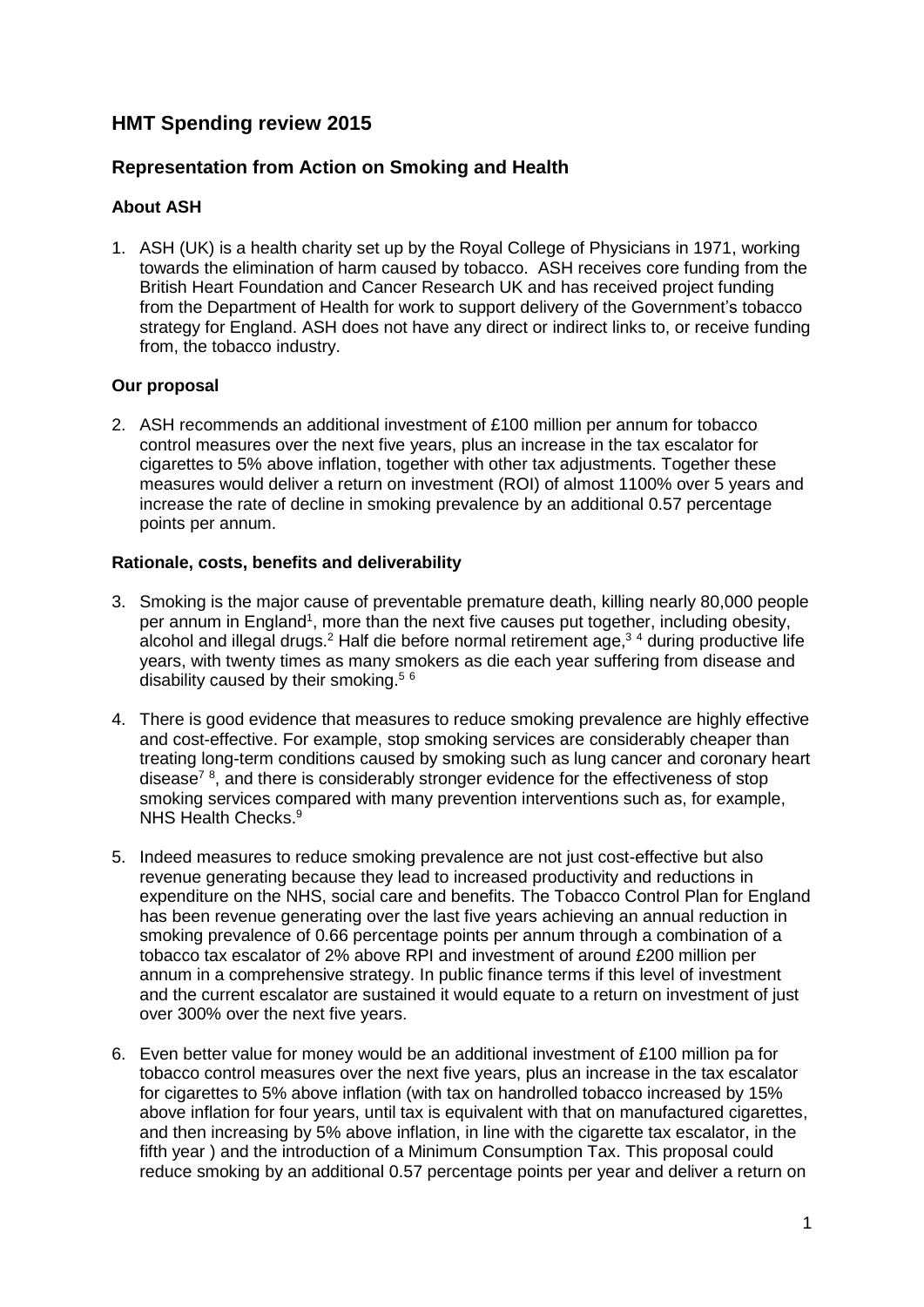# HMT Spending review 2015

## Representation from Action on Smoking and Health

### About ASH

1. ASH (UK) is a health charity set up by the Royal College of Physicians in 1971, working towards the elimination of harm caused by tobacco. ASH receives core funding from the British Heart Foundation and Cancer Research UK and has received project funding from the Department of Health for work to support delivery of the Government's tobacco strategy for England. ASH does not have any direct or indirect links to, or receive funding from, the tobacco industry.

### Our proposal

2. ASH recommends an additional investment of £100 million per annum for tobacco control measures over the next five years, plus an increase in the tax escalator for cigarettes to 5% above inflation, together with other tax adjustments. Together these measures would deliver a return on investment (ROI) of almost 1100% over 5 years and increase the rate of decline in smoking prevalence by an additional 0.57 percentage points per annum.

### Rationale, costs, benefits and deliverability

3. Smoking is the major cause of preventable premature death, killing nearly 80,000 people per annum in England[1], more than the next five causes put together, including obesity, alcohol and illegal drugs.[2] Half die before normal retirement age,[3 4] during productive life years, with twenty times as many smokers as die each year suffering from disease and disability caused by their smoking.[5 6]

4. There is good evidence that measures to reduce smoking prevalence are highly effective and cost-effective. For example, stop smoking services are considerably cheaper than treating long-term conditions caused by smoking such as lung cancer and coronary heart disease[7 8], and there is considerably stronger evidence for the effectiveness of stop smoking services compared with many prevention interventions such as, for example, NHS Health Checks.[9]

5. Indeed measures to reduce smoking prevalence are not just cost-effective but also revenue generating because they lead to increased productivity and reductions in expenditure on the NHS, social care and benefits. The Tobacco Control Plan for England has been revenue generating over the last five years achieving an annual reduction in smoking prevalence of 0.66 percentage points per annum through a combination of a tobacco tax escalator of 2% above RPI and investment of around £200 million per annum in a comprehensive strategy. In public finance terms if this level of investment and the current escalator are sustained it would equate to a return on investment of just over 300% over the next five years.

6. Even better value for money would be an additional investment of £100 million pa for tobacco control measures over the next five years, plus an increase in the tax escalator for cigarettes to 5% above inflation (with tax on handrolled tobacco increased by 15% above inflation for four years, until tax is equivalent with that on manufactured cigarettes, and then increasing by 5% above inflation, in line with the cigarette tax escalator, in the fifth year ) and the introduction of a Minimum Consumption Tax. This proposal could reduce smoking by an additional 0.57 percentage points per year and deliver a return on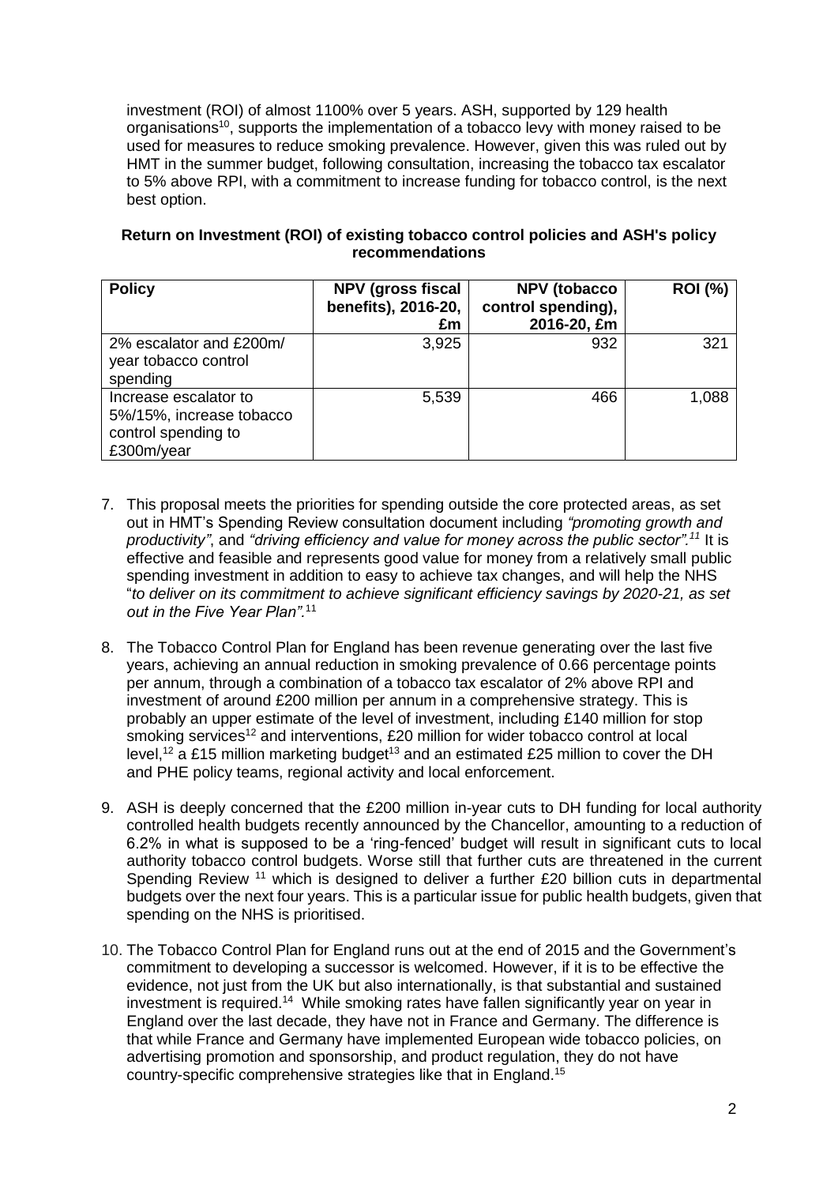investment (ROI) of almost 1100% over 5 years. ASH, supported by 129 health organisations[10], supports the implementation of a tobacco levy with money raised to be used for measures to reduce smoking prevalence. However, given this was ruled out by HMT in the summer budget, following consultation, increasing the tobacco tax escalator to 5% above RPI, with a commitment to increase funding for tobacco control, is the next best option.

**Return on Investment (ROI) of existing tobacco control policies and ASH's policy recommendations**

| Policy | NPV (gross fiscal benefits), 2016-20, £m | NPV (tobacco control spending), 2016-20, £m | ROI (%) |
|---|---|---|---|
| 2% escalator and £200m/ year tobacco control spending | 3,925 | 932 | 321 |
| Increase escalator to 5%/15%, increase tobacco control spending to £300m/year | 5,539 | 466 | 1,088 |

7. This proposal meets the priorities for spending outside the core protected areas, as set out in HMT's Spending Review consultation document including *"promoting growth and productivity"*, and *"driving efficiency and value for money across the public sector".*[11] It is effective and feasible and represents good value for money from a relatively small public spending investment in addition to easy to achieve tax changes, and will help the NHS "*to deliver on its commitment to achieve significant efficiency savings by 2020-21, as set out in the Five Year Plan"*.[11]

8. The Tobacco Control Plan for England has been revenue generating over the last five years, achieving an annual reduction in smoking prevalence of 0.66 percentage points per annum, through a combination of a tobacco tax escalator of 2% above RPI and investment of around £200 million per annum in a comprehensive strategy. This is probably an upper estimate of the level of investment, including £140 million for stop smoking services[12] and interventions, £20 million for wider tobacco control at local level,[12] a £15 million marketing budget[13] and an estimated £25 million to cover the DH and PHE policy teams, regional activity and local enforcement.

9. ASH is deeply concerned that the £200 million in-year cuts to DH funding for local authority controlled health budgets recently announced by the Chancellor, amounting to a reduction of 6.2% in what is supposed to be a 'ring-fenced' budget will result in significant cuts to local authority tobacco control budgets. Worse still that further cuts are threatened in the current Spending Review [11] which is designed to deliver a further £20 billion cuts in departmental budgets over the next four years. This is a particular issue for public health budgets, given that spending on the NHS is prioritised.

10. The Tobacco Control Plan for England runs out at the end of 2015 and the Government's commitment to developing a successor is welcomed. However, if it is to be effective the evidence, not just from the UK but also internationally, is that substantial and sustained investment is required.[14] While smoking rates have fallen significantly year on year in England over the last decade, they have not in France and Germany. The difference is that while France and Germany have implemented European wide tobacco policies, on advertising promotion and sponsorship, and product regulation, they do not have country-specific comprehensive strategies like that in England.[15]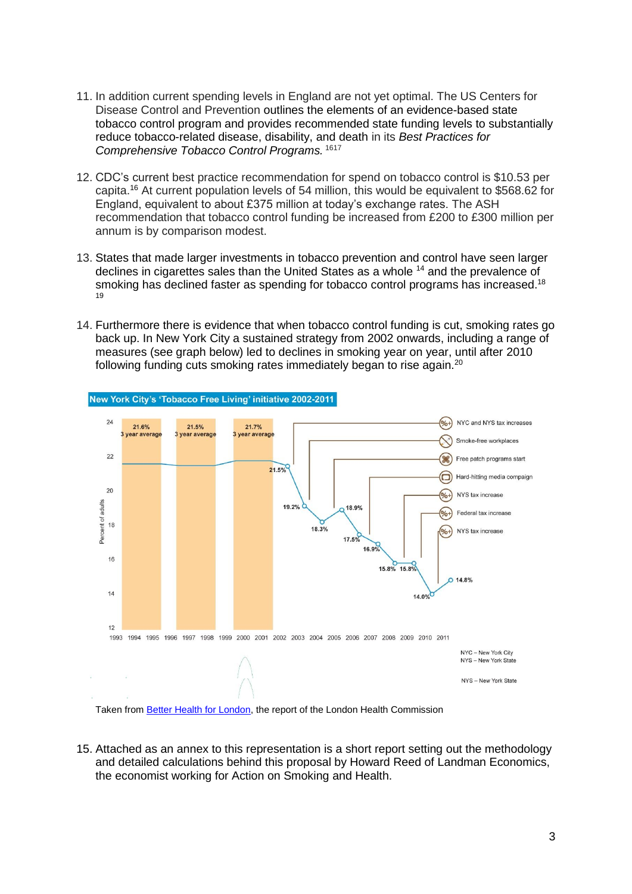11. In addition current spending levels in England are not yet optimal. The US Centers for Disease Control and Prevention outlines the elements of an evidence-based state tobacco control program and provides recommended state funding levels to substantially reduce tobacco-related disease, disability, and death in its *Best Practices for Comprehensive Tobacco Control Programs.* [16][17]

12. CDC's current best practice recommendation for spend on tobacco control is $10.53 per capita.[16] At current population levels of 54 million, this would be equivalent to $568.62 for England, equivalent to about £375 million at today's exchange rates. The ASH recommendation that tobacco control funding be increased from £200 to £300 million per annum is by comparison modest.

13. States that made larger investments in tobacco prevention and control have seen larger declines in cigarettes sales than the United States as a whole [14] and the prevalence of smoking has declined faster as spending for tobacco control programs has increased.[18][19]

14. Furthermore there is evidence that when tobacco control funding is cut, smoking rates go back up. In New York City a sustained strategy from 2002 onwards, including a range of measures (see graph below) led to declines in smoking year on year, until after 2010 following funding cuts smoking rates immediately began to rise again.[20]

**New York City's 'Tobacco Free Living' initiative 2002-2011**

Taken from [Better Health for London](), the report of the London Health Commission

15. Attached as an annex to this representation is a short report setting out the methodology and detailed calculations behind this proposal by Howard Reed of Landman Economics, the economist working for Action on Smoking and Health.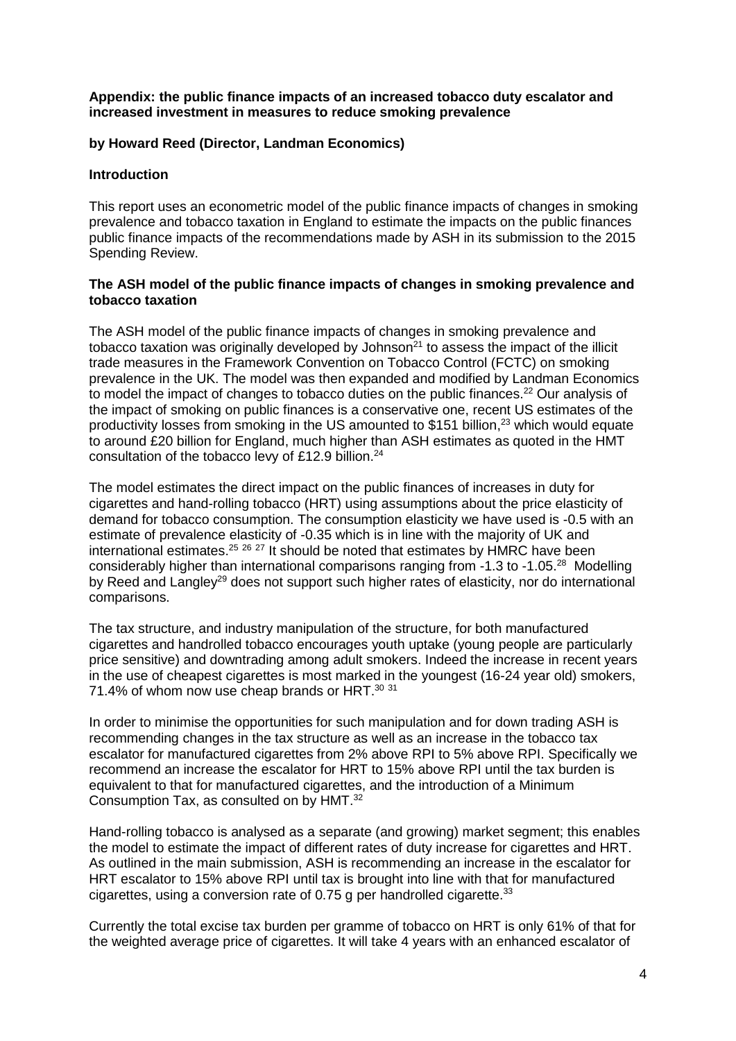**Appendix: the public finance impacts of an increased tobacco duty escalator and increased investment in measures to reduce smoking prevalence**

**by Howard Reed (Director, Landman Economics)**

**Introduction**

This report uses an econometric model of the public finance impacts of changes in smoking prevalence and tobacco taxation in England to estimate the impacts on the public finances public finance impacts of the recommendations made by ASH in its submission to the 2015 Spending Review.

**The ASH model of the public finance impacts of changes in smoking prevalence and tobacco taxation**

The ASH model of the public finance impacts of changes in smoking prevalence and tobacco taxation was originally developed by Johnson[21] to assess the impact of the illicit trade measures in the Framework Convention on Tobacco Control (FCTC) on smoking prevalence in the UK. The model was then expanded and modified by Landman Economics to model the impact of changes to tobacco duties on the public finances.[22] Our analysis of the impact of smoking on public finances is a conservative one, recent US estimates of the productivity losses from smoking in the US amounted to $151 billion,[23] which would equate to around £20 billion for England, much higher than ASH estimates as quoted in the HMT consultation of the tobacco levy of £12.9 billion.[24]

The model estimates the direct impact on the public finances of increases in duty for cigarettes and hand-rolling tobacco (HRT) using assumptions about the price elasticity of demand for tobacco consumption. The consumption elasticity we have used is -0.5 with an estimate of prevalence elasticity of -0.35 which is in line with the majority of UK and international estimates.[25 26 27] It should be noted that estimates by HMRC have been considerably higher than international comparisons ranging from -1.3 to -1.05.[28] Modelling by Reed and Langley[29] does not support such higher rates of elasticity, nor do international comparisons.

The tax structure, and industry manipulation of the structure, for both manufactured cigarettes and handrolled tobacco encourages youth uptake (young people are particularly price sensitive) and downtrading among adult smokers. Indeed the increase in recent years in the use of cheapest cigarettes is most marked in the youngest (16-24 year old) smokers, 71.4% of whom now use cheap brands or HRT.[30 31]

In order to minimise the opportunities for such manipulation and for down trading ASH is recommending changes in the tax structure as well as an increase in the tobacco tax escalator for manufactured cigarettes from 2% above RPI to 5% above RPI. Specifically we recommend an increase the escalator for HRT to 15% above RPI until the tax burden is equivalent to that for manufactured cigarettes, and the introduction of a Minimum Consumption Tax, as consulted on by HMT.[32]

Hand-rolling tobacco is analysed as a separate (and growing) market segment; this enables the model to estimate the impact of different rates of duty increase for cigarettes and HRT. As outlined in the main submission, ASH is recommending an increase in the escalator for HRT escalator to 15% above RPI until tax is brought into line with that for manufactured cigarettes, using a conversion rate of 0.75 g per handrolled cigarette.[33]

Currently the total excise tax burden per gramme of tobacco on HRT is only 61% of that for the weighted average price of cigarettes. It will take 4 years with an enhanced escalator of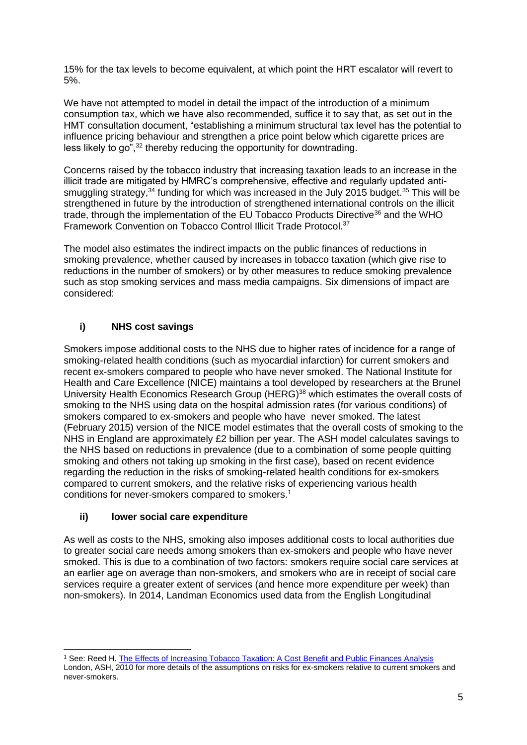15% for the tax levels to become equivalent, at which point the HRT escalator will revert to 5%.

We have not attempted to model in detail the impact of the introduction of a minimum consumption tax, which we have also recommended, suffice it to say that, as set out in the HMT consultation document, "establishing a minimum structural tax level has the potential to influence pricing behaviour and strengthen a price point below which cigarette prices are less likely to go",[32] thereby reducing the opportunity for downtrading.

Concerns raised by the tobacco industry that increasing taxation leads to an increase in the illicit trade are mitigated by HMRC's comprehensive, effective and regularly updated anti-smuggling strategy,[34] funding for which was increased in the July 2015 budget.[35] This will be strengthened in future by the introduction of strengthened international controls on the illicit trade, through the implementation of the EU Tobacco Products Directive[36] and the WHO Framework Convention on Tobacco Control Illicit Trade Protocol.[37]

The model also estimates the indirect impacts on the public finances of reductions in smoking prevalence, whether caused by increases in tobacco taxation (which give rise to reductions in the number of smokers) or by other measures to reduce smoking prevalence such as stop smoking services and mass media campaigns. Six dimensions of impact are considered:

### i) NHS cost savings

Smokers impose additional costs to the NHS due to higher rates of incidence for a range of smoking-related health conditions (such as myocardial infarction) for current smokers and recent ex-smokers compared to people who have never smoked. The National Institute for Health and Care Excellence (NICE) maintains a tool developed by researchers at the Brunel University Health Economics Research Group (HERG)[38] which estimates the overall costs of smoking to the NHS using data on the hospital admission rates (for various conditions) of smokers compared to ex-smokers and people who have never smoked. The latest (February 2015) version of the NICE model estimates that the overall costs of smoking to the NHS in England are approximately £2 billion per year. The ASH model calculates savings to the NHS based on reductions in prevalence (due to a combination of some people quitting smoking and others not taking up smoking in the first case), based on recent evidence regarding the reduction in the risks of smoking-related health conditions for ex-smokers compared to current smokers, and the relative risks of experiencing various health conditions for never-smokers compared to smokers.[1]

### ii) lower social care expenditure

As well as costs to the NHS, smoking also imposes additional costs to local authorities due to greater social care needs among smokers than ex-smokers and people who have never smoked. This is due to a combination of two factors: smokers require social care services at an earlier age on average than non-smokers, and smokers who are in receipt of social care services require a greater extent of services (and hence more expenditure per week) than non-smokers). In 2014, Landman Economics used data from the English Longitudinal

---

[1] See: Reed H. The Effects of Increasing Tobacco Taxation: A Cost Benefit and Public Finances Analysis London, ASH, 2010 for more details of the assumptions on risks for ex-smokers relative to current smokers and never-smokers.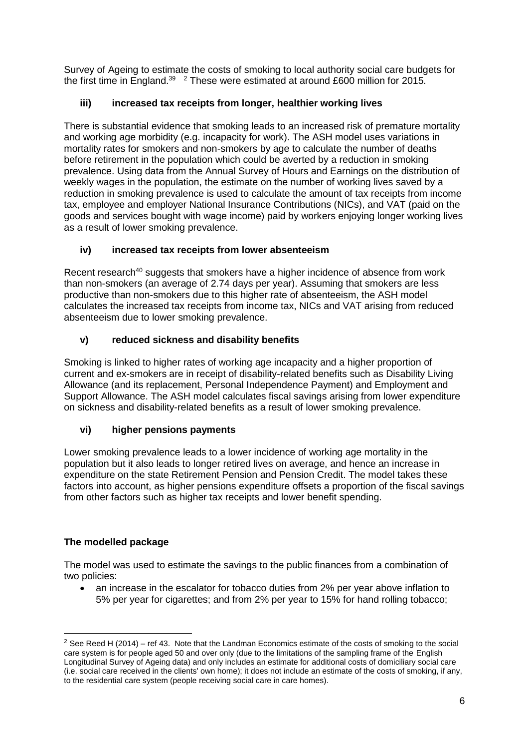Survey of Ageing to estimate the costs of smoking to local authority social care budgets for the first time in England.[39] [2] These were estimated at around £600 million for 2015.

### iii) increased tax receipts from longer, healthier working lives

There is substantial evidence that smoking leads to an increased risk of premature mortality and working age morbidity (e.g. incapacity for work). The ASH model uses variations in mortality rates for smokers and non-smokers by age to calculate the number of deaths before retirement in the population which could be averted by a reduction in smoking prevalence. Using data from the Annual Survey of Hours and Earnings on the distribution of weekly wages in the population, the estimate on the number of working lives saved by a reduction in smoking prevalence is used to calculate the amount of tax receipts from income tax, employee and employer National Insurance Contributions (NICs), and VAT (paid on the goods and services bought with wage income) paid by workers enjoying longer working lives as a result of lower smoking prevalence.

### iv) increased tax receipts from lower absenteeism

Recent research[40] suggests that smokers have a higher incidence of absence from work than non-smokers (an average of 2.74 days per year). Assuming that smokers are less productive than non-smokers due to this higher rate of absenteeism, the ASH model calculates the increased tax receipts from income tax, NICs and VAT arising from reduced absenteeism due to lower smoking prevalence.

### v) reduced sickness and disability benefits

Smoking is linked to higher rates of working age incapacity and a higher proportion of current and ex-smokers are in receipt of disability-related benefits such as Disability Living Allowance (and its replacement, Personal Independence Payment) and Employment and Support Allowance. The ASH model calculates fiscal savings arising from lower expenditure on sickness and disability-related benefits as a result of lower smoking prevalence.

### vi) higher pensions payments

Lower smoking prevalence leads to a lower incidence of working age mortality in the population but it also leads to longer retired lives on average, and hence an increase in expenditure on the state Retirement Pension and Pension Credit. The model takes these factors into account, as higher pensions expenditure offsets a proportion of the fiscal savings from other factors such as higher tax receipts and lower benefit spending.

### The modelled package

The model was used to estimate the savings to the public finances from a combination of two policies:

- an increase in the escalator for tobacco duties from 2% per year above inflation to 5% per year for cigarettes; and from 2% per year to 15% for hand rolling tobacco;

---

[2] See Reed H (2014) – ref 43. Note that the Landman Economics estimate of the costs of smoking to the social care system is for people aged 50 and over only (due to the limitations of the sampling frame of the English Longitudinal Survey of Ageing data) and only includes an estimate for additional costs of domiciliary social care (i.e. social care received in the clients' own home); it does not include an estimate of the costs of smoking, if any, to the residential care system (people receiving social care in care homes).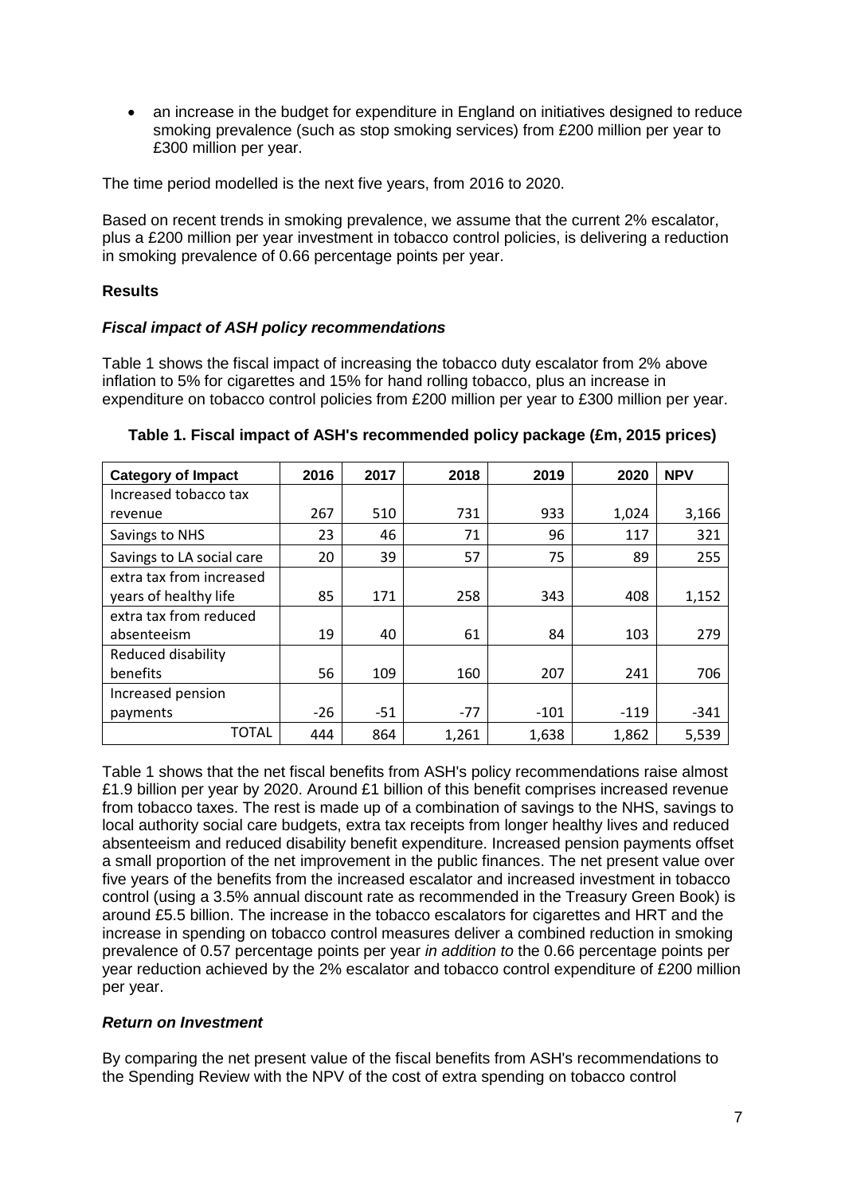- an increase in the budget for expenditure in England on initiatives designed to reduce smoking prevalence (such as stop smoking services) from £200 million per year to £300 million per year.

The time period modelled is the next five years, from 2016 to 2020.

Based on recent trends in smoking prevalence, we assume that the current 2% escalator, plus a £200 million per year investment in tobacco control policies, is delivering a reduction in smoking prevalence of 0.66 percentage points per year.

**Results**

***Fiscal impact of ASH policy recommendations***

Table 1 shows the fiscal impact of increasing the tobacco duty escalator from 2% above inflation to 5% for cigarettes and 15% for hand rolling tobacco, plus an increase in expenditure on tobacco control policies from £200 million per year to £300 million per year.

**Table 1. Fiscal impact of ASH's recommended policy package (£m, 2015 prices)**

| Category of Impact | 2016 | 2017 | 2018 | 2019 | 2020 | NPV |
|---|---|---|---|---|---|---|
| Increased tobacco tax revenue | 267 | 510 | 731 | 933 | 1,024 | 3,166 |
| Savings to NHS | 23 | 46 | 71 | 96 | 117 | 321 |
| Savings to LA social care | 20 | 39 | 57 | 75 | 89 | 255 |
| extra tax from increased years of healthy life | 85 | 171 | 258 | 343 | 408 | 1,152 |
| extra tax from reduced absenteeism | 19 | 40 | 61 | 84 | 103 | 279 |
| Reduced disability benefits | 56 | 109 | 160 | 207 | 241 | 706 |
| Increased pension payments | -26 | -51 | -77 | -101 | -119 | -341 |
| TOTAL | 444 | 864 | 1,261 | 1,638 | 1,862 | 5,539 |

Table 1 shows that the net fiscal benefits from ASH's policy recommendations raise almost £1.9 billion per year by 2020. Around £1 billion of this benefit comprises increased revenue from tobacco taxes. The rest is made up of a combination of savings to the NHS, savings to local authority social care budgets, extra tax receipts from longer healthy lives and reduced absenteeism and reduced disability benefit expenditure. Increased pension payments offset a small proportion of the net improvement in the public finances. The net present value over five years of the benefits from the increased escalator and increased investment in tobacco control (using a 3.5% annual discount rate as recommended in the Treasury Green Book) is around £5.5 billion. The increase in the tobacco escalators for cigarettes and HRT and the increase in spending on tobacco control measures deliver a combined reduction in smoking prevalence of 0.57 percentage points per year *in addition to* the 0.66 percentage points per year reduction achieved by the 2% escalator and tobacco control expenditure of £200 million per year.

***Return on Investment***

By comparing the net present value of the fiscal benefits from ASH's recommendations to the Spending Review with the NPV of the cost of extra spending on tobacco control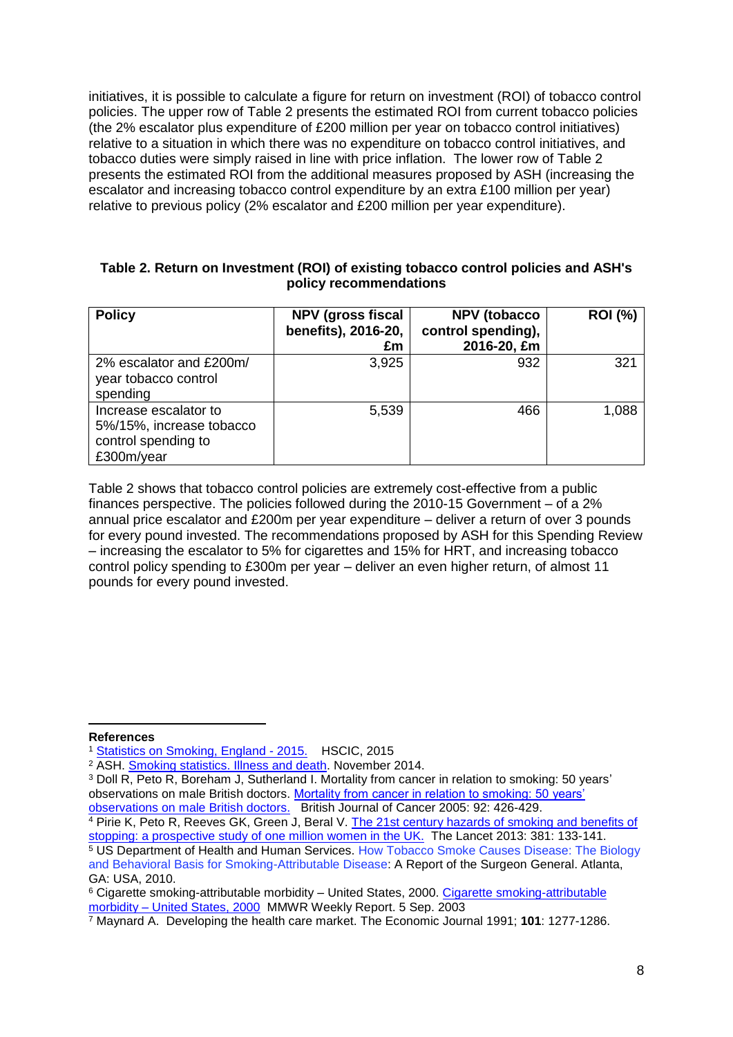initiatives, it is possible to calculate a figure for return on investment (ROI) of tobacco control policies. The upper row of Table 2 presents the estimated ROI from current tobacco policies (the 2% escalator plus expenditure of £200 million per year on tobacco control initiatives) relative to a situation in which there was no expenditure on tobacco control initiatives, and tobacco duties were simply raised in line with price inflation. The lower row of Table 2 presents the estimated ROI from the additional measures proposed by ASH (increasing the escalator and increasing tobacco control expenditure by an extra £100 million per year) relative to previous policy (2% escalator and £200 million per year expenditure).

**Table 2. Return on Investment (ROI) of existing tobacco control policies and ASH's policy recommendations**

| Policy | NPV (gross fiscal benefits), 2016-20, £m | NPV (tobacco control spending), 2016-20, £m | ROI (%) |
|---|---|---|---|
| 2% escalator and £200m/ year tobacco control spending | 3,925 | 932 | 321 |
| Increase escalator to 5%/15%, increase tobacco control spending to £300m/year | 5,539 | 466 | 1,088 |

Table 2 shows that tobacco control policies are extremely cost-effective from a public finances perspective. The policies followed during the 2010-15 Government – of a 2% annual price escalator and £200m per year expenditure – deliver a return of over 3 pounds for every pound invested. The recommendations proposed by ASH for this Spending Review – increasing the escalator to 5% for cigarettes and 15% for HRT, and increasing tobacco control policy spending to £300m per year – deliver an even higher return, of almost 11 pounds for every pound invested.

**References**

[1] Statistics on Smoking, England - 2015. HSCIC, 2015

[2] ASH. Smoking statistics. Illness and death. November 2014.

[3] Doll R, Peto R, Boreham J, Sutherland I. Mortality from cancer in relation to smoking: 50 years' observations on male British doctors. Mortality from cancer in relation to smoking: 50 years' observations on male British doctors. British Journal of Cancer 2005: 92: 426-429.

[4] Pirie K, Peto R, Reeves GK, Green J, Beral V. The 21st century hazards of smoking and benefits of stopping: a prospective study of one million women in the UK. The Lancet 2013: 381: 133-141.

[5] US Department of Health and Human Services. How Tobacco Smoke Causes Disease: The Biology and Behavioral Basis for Smoking-Attributable Disease: A Report of the Surgeon General. Atlanta, GA: USA, 2010.

[6] Cigarette smoking-attributable morbidity – United States, 2000. Cigarette smoking-attributable morbidity – United States, 2000 MMWR Weekly Report. 5 Sep. 2003

[7] Maynard A. Developing the health care market. The Economic Journal 1991; **101**: 1277-1286.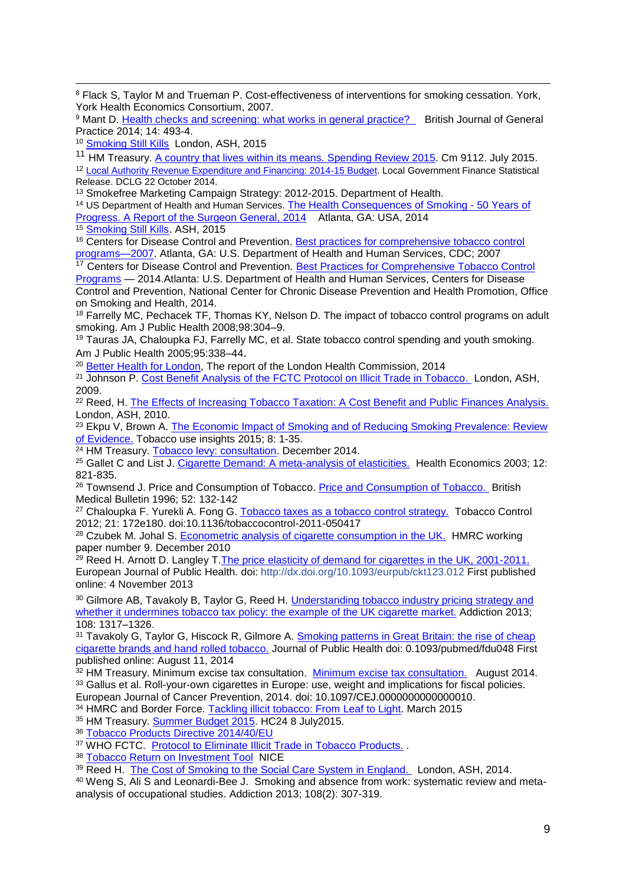[8] Flack S, Taylor M and Trueman P. Cost-effectiveness of interventions for smoking cessation. York, York Health Economics Consortium, 2007.

[9] Mant D. Health checks and screening: what works in general practice? British Journal of General Practice 2014; 14: 493-4.

[10] Smoking Still Kills London, ASH, 2015

[11] HM Treasury. A country that lives within its means. Spending Review 2015. Cm 9112. July 2015.

[12] Local Authority Revenue Expenditure and Financing: 2014-15 Budget. Local Government Finance Statistical Release. DCLG 22 October 2014.

[13] Smokefree Marketing Campaign Strategy: 2012-2015. Department of Health.

[14] US Department of Health and Human Services. The Health Consequences of Smoking - 50 Years of Progress. A Report of the Surgeon General, 2014 Atlanta, GA: USA, 2014

[15] Smoking Still Kills. ASH, 2015

[16] Centers for Disease Control and Prevention. Best practices for comprehensive tobacco control programs—2007. Atlanta, GA: U.S. Department of Health and Human Services, CDC; 2007

[17] Centers for Disease Control and Prevention. Best Practices for Comprehensive Tobacco Control Programs — 2014.Atlanta: U.S. Department of Health and Human Services, Centers for Disease Control and Prevention, National Center for Chronic Disease Prevention and Health Promotion, Office on Smoking and Health, 2014.

[18] Farrelly MC, Pechacek TF, Thomas KY, Nelson D. The impact of tobacco control programs on adult smoking. Am J Public Health 2008;98:304–9.

[19] Tauras JA, Chaloupka FJ, Farrelly MC, et al. State tobacco control spending and youth smoking. Am J Public Health 2005;95:338–44.

[20] Better Health for London, The report of the London Health Commission, 2014

[21] Johnson P. Cost Benefit Analysis of the FCTC Protocol on Illicit Trade in Tobacco. London, ASH, 2009.

[22] Reed, H. The Effects of Increasing Tobacco Taxation: A Cost Benefit and Public Finances Analysis. London, ASH, 2010.

[23] Ekpu V, Brown A. The Economic Impact of Smoking and of Reducing Smoking Prevalence: Review of Evidence. Tobacco use insights 2015; 8: 1-35.

[24] HM Treasury. Tobacco levy: consultation. December 2014.

[25] Gallet C and List J. Cigarette Demand: A meta-analysis of elasticities. Health Economics 2003; 12: 821-835.

[26] Townsend J. Price and Consumption of Tobacco. Price and Consumption of Tobacco. British Medical Bulletin 1996; 52: 132-142

[27] Chaloupka F. Yurekli A. Fong G. Tobacco taxes as a tobacco control strategy. Tobacco Control 2012; 21: 172e180. doi:10.1136/tobaccocontrol-2011-050417

[28] Czubek M. Johal S. Econometric analysis of cigarette consumption in the UK. HMRC working paper number 9. December 2010

[29] Reed H. Arnott D. Langley T.The price elasticity of demand for cigarettes in the UK, 2001-2011. European Journal of Public Health. doi: http://dx.doi.org/10.1093/eurpub/ckt123.012 First published online: 4 November 2013

[30] Gilmore AB, Tavakoly B, Taylor G, Reed H. Understanding tobacco industry pricing strategy and whether it undermines tobacco tax policy: the example of the UK cigarette market. Addiction 2013; 108: 1317–1326.

[31] Tavakoly G, Taylor G, Hiscock R, Gilmore A. Smoking patterns in Great Britain: the rise of cheap cigarette brands and hand rolled tobacco. Journal of Public Health doi: 0.1093/pubmed/fdu048 First published online: August 11, 2014

[32] HM Treasury. Minimum excise tax consultation. Minimum excise tax consultation. August 2014.

[33] Gallus et al. Roll-your-own cigarettes in Europe: use, weight and implications for fiscal policies. European Journal of Cancer Prevention, 2014. doi: 10.1097/CEJ.0000000000000010.

[34] HMRC and Border Force. Tackling illicit tobacco: From Leaf to Light. March 2015

[35] HM Treasury. Summer Budget 2015. HC24 8 July2015.

[36] Tobacco Products Directive 2014/40/EU

[37] WHO FCTC. Protocol to Eliminate Illicit Trade in Tobacco Products. .

[38] Tobacco Return on Investment Tool NICE

[39] Reed H. The Cost of Smoking to the Social Care System in England. London, ASH, 2014.

[40] Weng S, Ali S and Leonardi-Bee J. Smoking and absence from work: systematic review and meta-analysis of occupational studies. Addiction 2013; 108(2): 307-319.